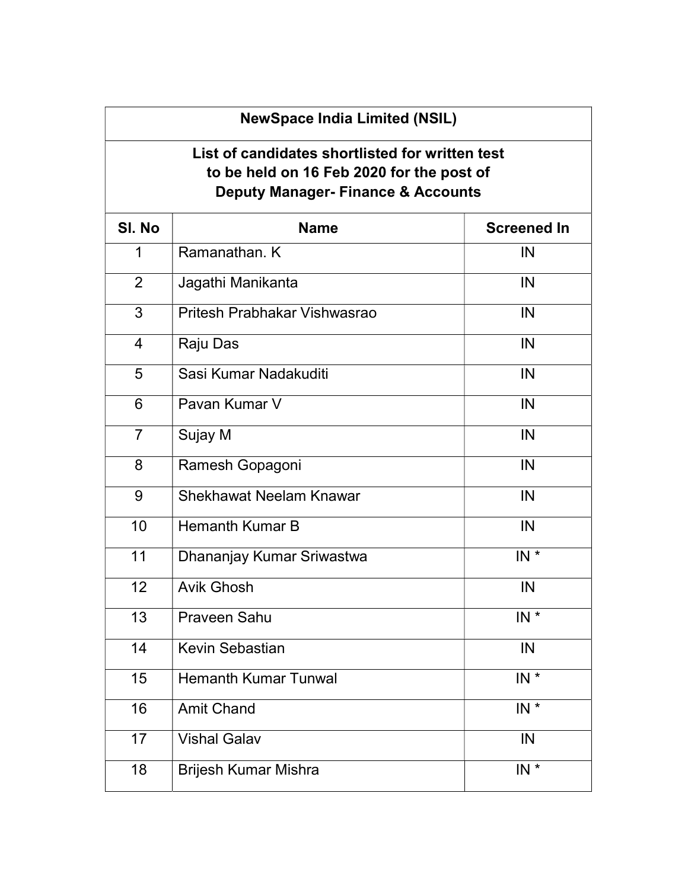| NewSpace India Limited (NSIL) | | |
|---|---|---|
| **List of candidates shortlisted for written test to be held on 16 Feb 2020 for the post of Deputy Manager- Finance & Accounts** | | |
| **Sl. No** | **Name** | **Screened In** |
| 1 | Ramanathan. K | IN |
| 2 | Jagathi Manikanta | IN |
| 3 | Pritesh Prabhakar Vishwasrao | IN |
| 4 | Raju Das | IN |
| 5 | Sasi Kumar Nadakuditi | IN |
| 6 | Pavan Kumar V | IN |
| 7 | Sujay M | IN |
| 8 | Ramesh Gopagoni | IN |
| 9 | Shekhawat Neelam Knawar | IN |
| 10 | Hemanth Kumar B | IN |
| 11 | Dhananjay Kumar Sriwastwa | IN * |
| 12 | Avik Ghosh | IN |
| 13 | Praveen Sahu | IN * |
| 14 | Kevin Sebastian | IN |
| 15 | Hemanth Kumar Tunwal | IN * |
| 16 | Amit Chand | IN * |
| 17 | Vishal Galav | IN |
| 18 | Brijesh Kumar Mishra | IN * |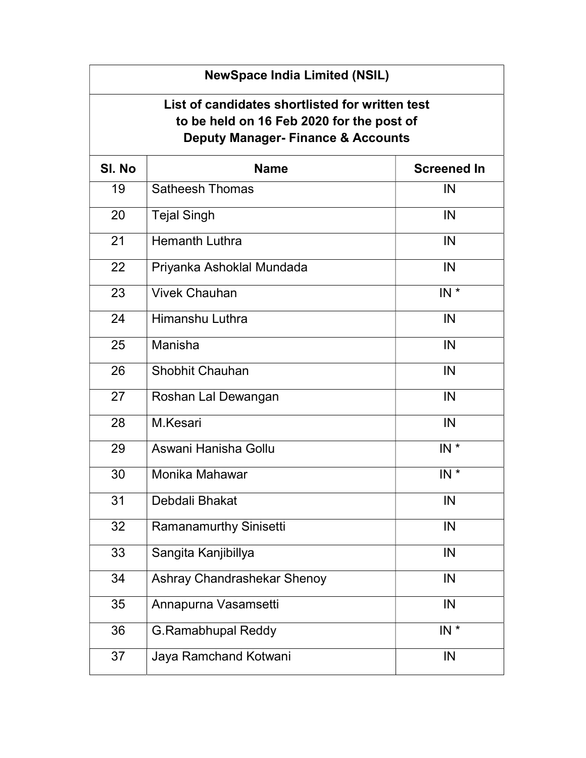| NewSpace India Limited (NSIL) | | |
|---|---|---|
| List of candidates shortlisted for written test to be held on 16 Feb 2020 for the post of Deputy Manager- Finance & Accounts | | |
| Sl. No | Name | Screened In |
| 19 | Satheesh Thomas | IN |
| 20 | Tejal Singh | IN |
| 21 | Hemanth Luthra | IN |
| 22 | Priyanka Ashoklal Mundada | IN |
| 23 | Vivek Chauhan | IN * |
| 24 | Himanshu Luthra | IN |
| 25 | Manisha | IN |
| 26 | Shobhit Chauhan | IN |
| 27 | Roshan Lal Dewangan | IN |
| 28 | M.Kesari | IN |
| 29 | Aswani Hanisha Gollu | IN * |
| 30 | Monika Mahawar | IN * |
| 31 | Debdali Bhakat | IN |
| 32 | Ramanamurthy Sinisetti | IN |
| 33 | Sangita Kanjibillya | IN |
| 34 | Ashray Chandrashekar Shenoy | IN |
| 35 | Annapurna Vasamsetti | IN |
| 36 | G.Ramabhupal Reddy | IN * |
| 37 | Jaya Ramchand Kotwani | IN |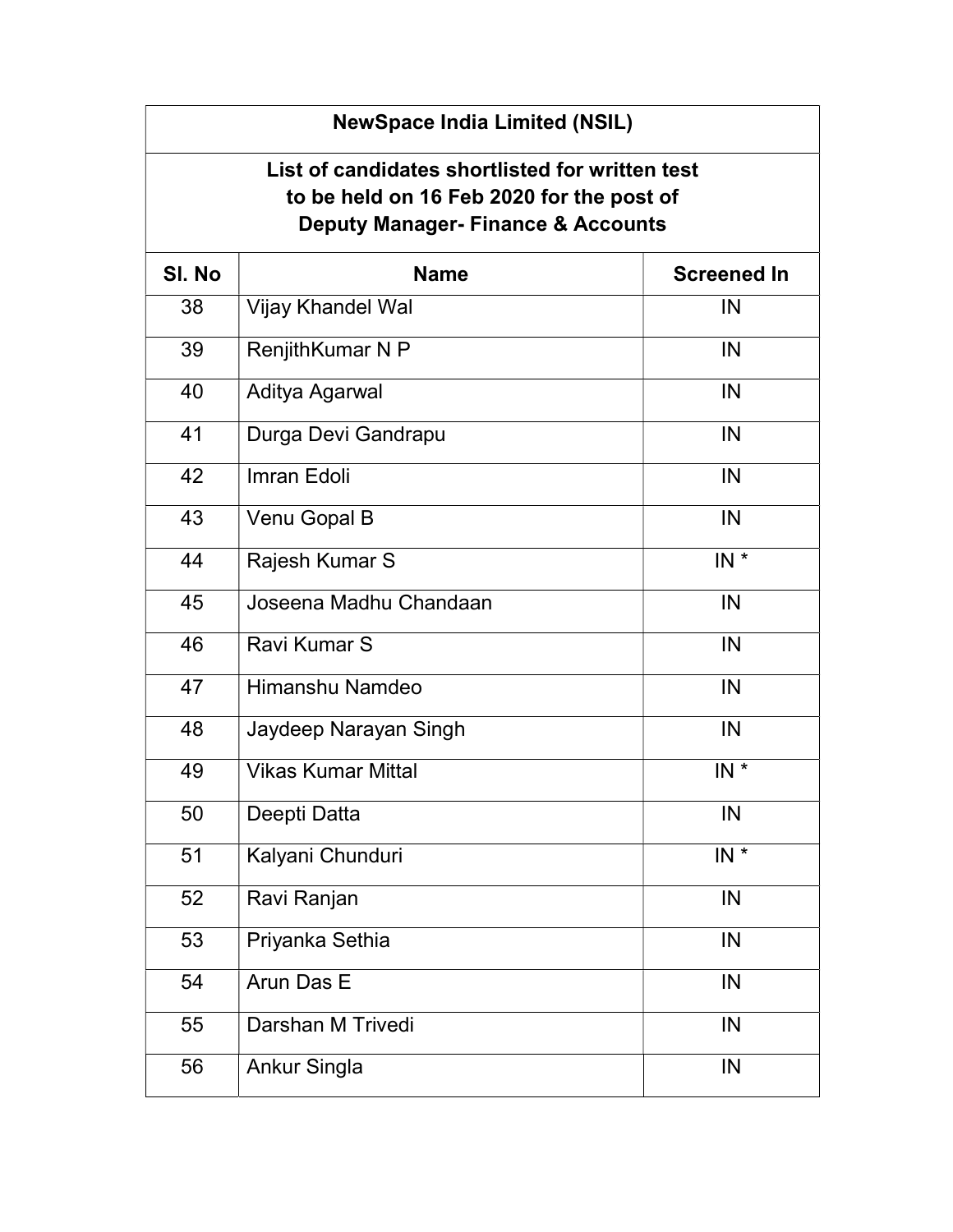| NewSpace India Limited (NSIL) | | |
|---|---|---|
| **List of candidates shortlisted for written test to be held on 16 Feb 2020 for the post of Deputy Manager- Finance & Accounts** | | |
| **Sl. No** | **Name** | **Screened In** |
| 38 | Vijay Khandel Wal | IN |
| 39 | RenjithKumar N P | IN |
| 40 | Aditya Agarwal | IN |
| 41 | Durga Devi Gandrapu | IN |
| 42 | Imran Edoli | IN |
| 43 | Venu Gopal B | IN |
| 44 | Rajesh Kumar S | IN * |
| 45 | Joseena Madhu Chandaan | IN |
| 46 | Ravi Kumar S | IN |
| 47 | Himanshu Namdeo | IN |
| 48 | Jaydeep Narayan Singh | IN |
| 49 | Vikas Kumar Mittal | IN * |
| 50 | Deepti Datta | IN |
| 51 | Kalyani Chunduri | IN * |
| 52 | Ravi Ranjan | IN |
| 53 | Priyanka Sethia | IN |
| 54 | Arun Das E | IN |
| 55 | Darshan M Trivedi | IN |
| 56 | Ankur Singla | IN |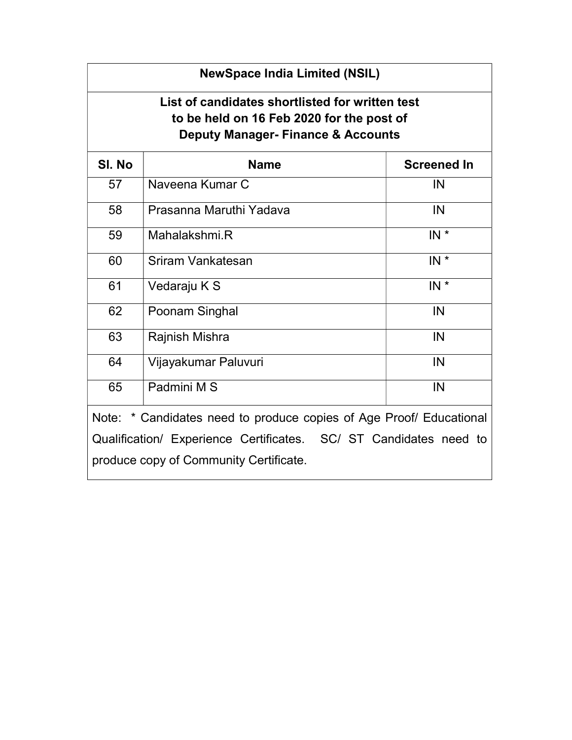**NewSpace India Limited (NSIL)**

**List of candidates shortlisted for written test to be held on 16 Feb 2020 for the post of Deputy Manager- Finance & Accounts**

| Sl. No | Name | Screened In |
|---|---|---|
| 57 | Naveena Kumar C | IN |
| 58 | Prasanna Maruthi Yadava | IN |
| 59 | Mahalakshmi.R | IN * |
| 60 | Sriram Vankatesan | IN * |
| 61 | Vedaraju K S | IN * |
| 62 | Poonam Singhal | IN |
| 63 | Rajnish Mishra | IN |
| 64 | Vijayakumar Paluvuri | IN |
| 65 | Padmini M S | IN |

Note: * Candidates need to produce copies of Age Proof/ Educational Qualification/ Experience Certificates. SC/ ST Candidates need to produce copy of Community Certificate.